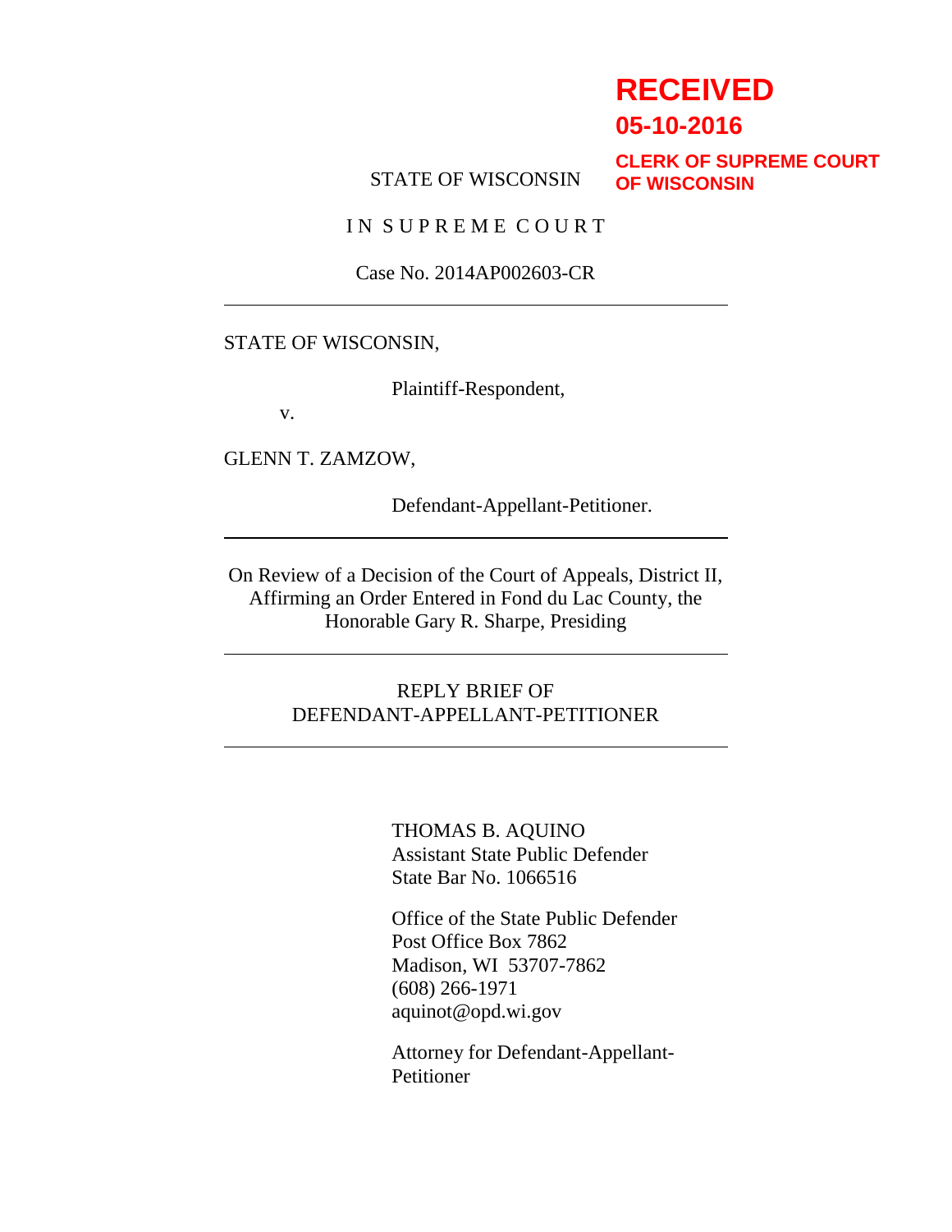**RECEIVED**

**05-10-2016**

**CLERK OF SUPREME COURT OF WISCONSIN**

STATE OF WISCONSIN

IN SUPREME COURT

Case No. 2014AP002603-CR

---

STATE OF WISCONSIN,

Plaintiff-Respondent,

v.

GLENN T. ZAMZOW,

Defendant-Appellant-Petitioner.

---

On Review of a Decision of the Court of Appeals, District II, Affirming an Order Entered in Fond du Lac County, the Honorable Gary R. Sharpe, Presiding

---

REPLY BRIEF OF DEFENDANT-APPELLANT-PETITIONER

---

THOMAS B. AQUINO
Assistant State Public Defender
State Bar No. 1066516

Office of the State Public Defender
Post Office Box 7862
Madison, WI 53707-7862
(608) 266-1971
aquinot@opd.wi.gov

Attorney for Defendant-Appellant-Petitioner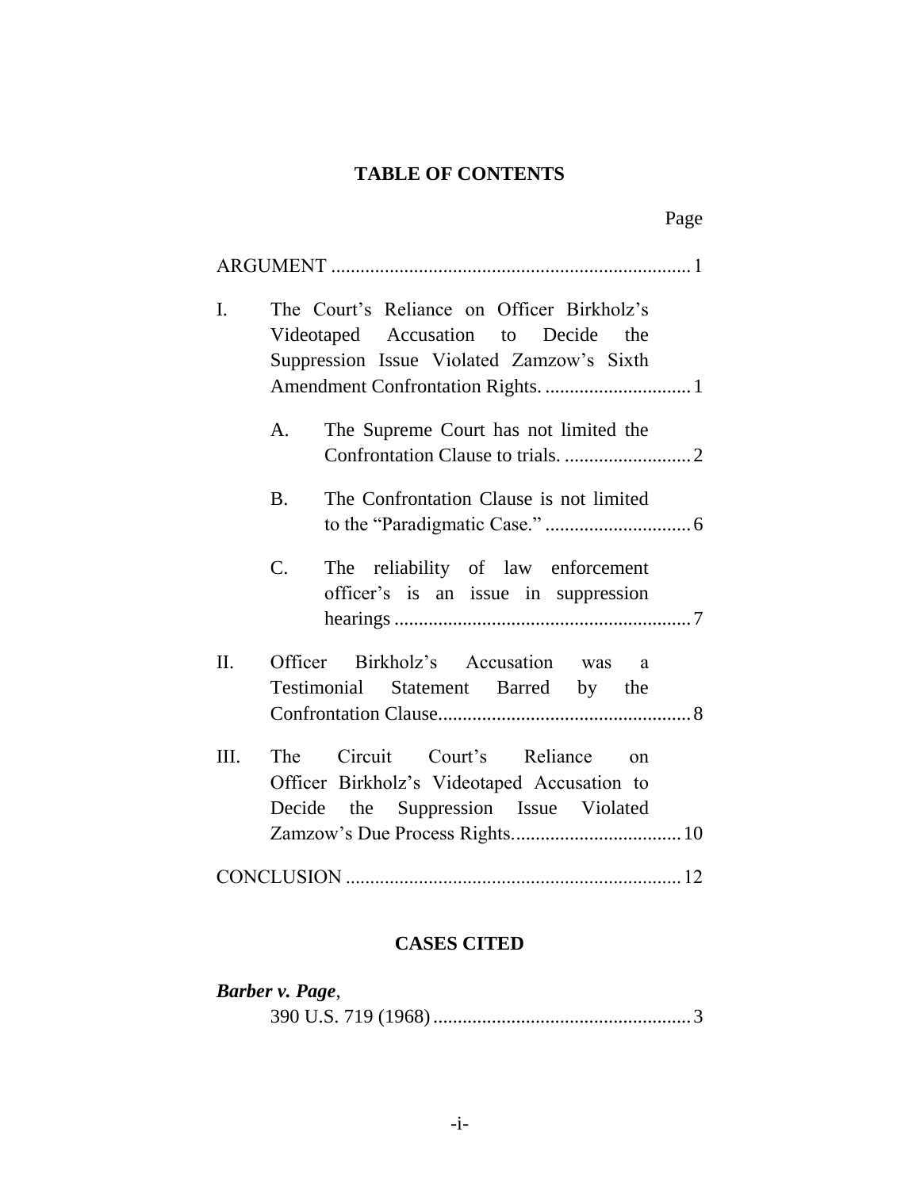## TABLE OF CONTENTS

Page

ARGUMENT .......................................................................... 1

I. The Court's Reliance on Officer Birkholz's Videotaped Accusation to Decide the Suppression Issue Violated Zamzow's Sixth Amendment Confrontation Rights. .............................. 1

   A. The Supreme Court has not limited the Confrontation Clause to trials. .......................... 2

   B. The Confrontation Clause is not limited to the "Paradigmatic Case." .............................. 6

   C. The reliability of law enforcement officer's is an issue in suppression hearings ............................................................. 7

II. Officer Birkholz's Accusation was a Testimonial Statement Barred by the Confrontation Clause.................................................... 8

III. The Circuit Court's Reliance on Officer Birkholz's Videotaped Accusation to Decide the Suppression Issue Violated Zamzow's Due Process Rights................................... 10

CONCLUSION .................................................................... 12

## CASES CITED

***Barber v. Page***,
  390 U.S. 719 (1968) ..................................................... 3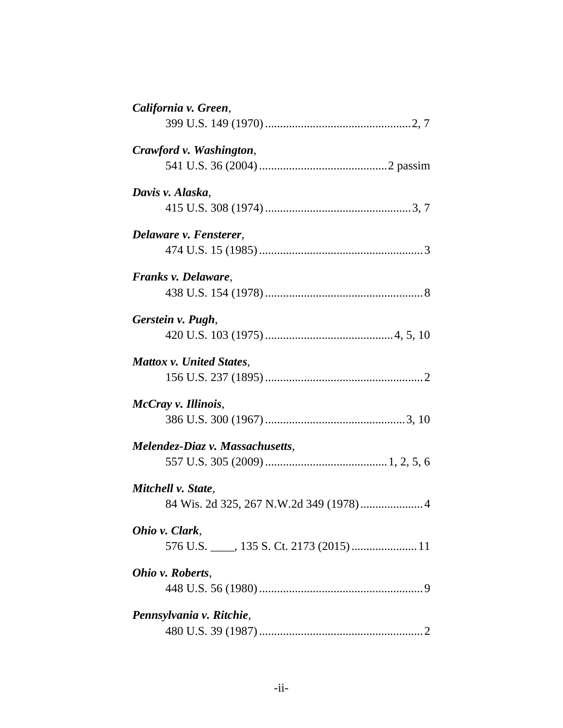***California v. Green***,
399 U.S. 149 (1970) ................................................ 2, 7

***Crawford v. Washington***,
541 U.S. 36 (2004) .......................................... 2 passim

***Davis v. Alaska***,
415 U.S. 308 (1974) ................................................ 3, 7

***Delaware v. Fensterer***,
474 U.S. 15 (1985) ...................................................... 3

***Franks v. Delaware***,
438 U.S. 154 (1978) .................................................... 8

***Gerstein v. Pugh***,
420 U.S. 103 (1975) .......................................... 4, 5, 10

***Mattox v. United States***,
156 U.S. 237 (1895) .................................................... 2

***McCray v. Illinois***,
386 U.S. 300 (1967) .............................................. 3, 10

***Melendez-Diaz v. Massachusetts***,
557 U.S. 305 (2009) ........................................ 1, 2, 5, 6

***Mitchell v. State***,
84 Wis. 2d 325, 267 N.W.2d 349 (1978) .................... 4

***Ohio v. Clark***,
576 U.S. ____, 135 S. Ct. 2173 (2015) ..................... 11

***Ohio v. Roberts***,
448 U.S. 56 (1980) ...................................................... 9

***Pennsylvania v. Ritchie***,
480 U.S. 39 (1987) ...................................................... 2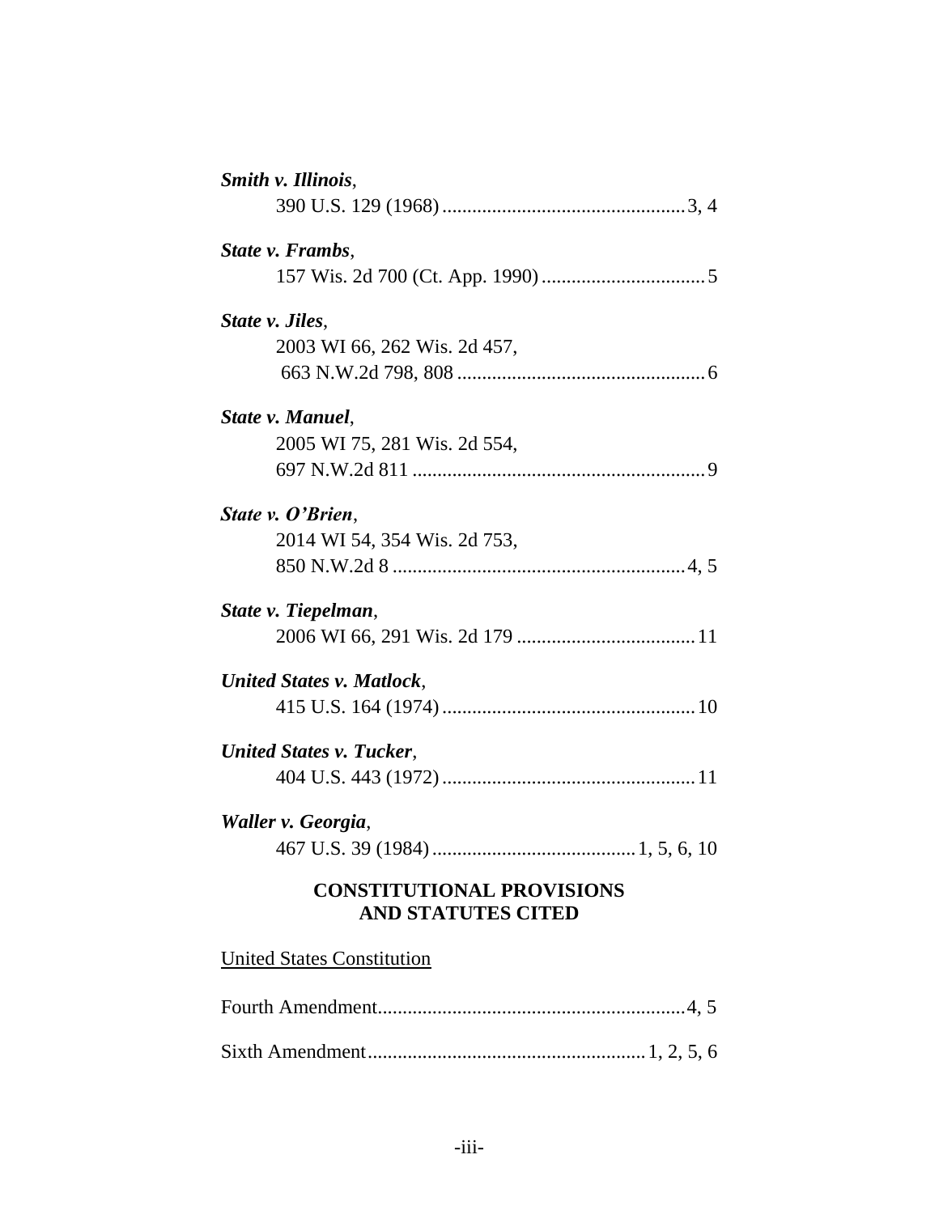***Smith v. Illinois***,
390 U.S. 129 (1968) ................................................ 3, 4

***State v. Frambs***,
157 Wis. 2d 700 (Ct. App. 1990) ................................ 5

***State v. Jiles***,
2003 WI 66, 262 Wis. 2d 457,
663 N.W.2d 798, 808 ................................................. 6

***State v. Manuel***,
2005 WI 75, 281 Wis. 2d 554,
697 N.W.2d 811 .......................................................... 9

***State v. O'Brien***,
2014 WI 54, 354 Wis. 2d 753,
850 N.W.2d 8 .......................................................... 4, 5

***State v. Tiepelman***,
2006 WI 66, 291 Wis. 2d 179 .................................... 11

***United States v. Matlock***,
415 U.S. 164 (1974) .................................................. 10

***United States v. Tucker***,
404 U.S. 443 (1972) .................................................. 11

***Waller v. Georgia***,
467 U.S. 39 (1984) ........................................ 1, 5, 6, 10

## CONSTITUTIONAL PROVISIONS AND STATUTES CITED

United States Constitution

Fourth Amendment............................................................ 4, 5

Sixth Amendment...................................................... 1, 2, 5, 6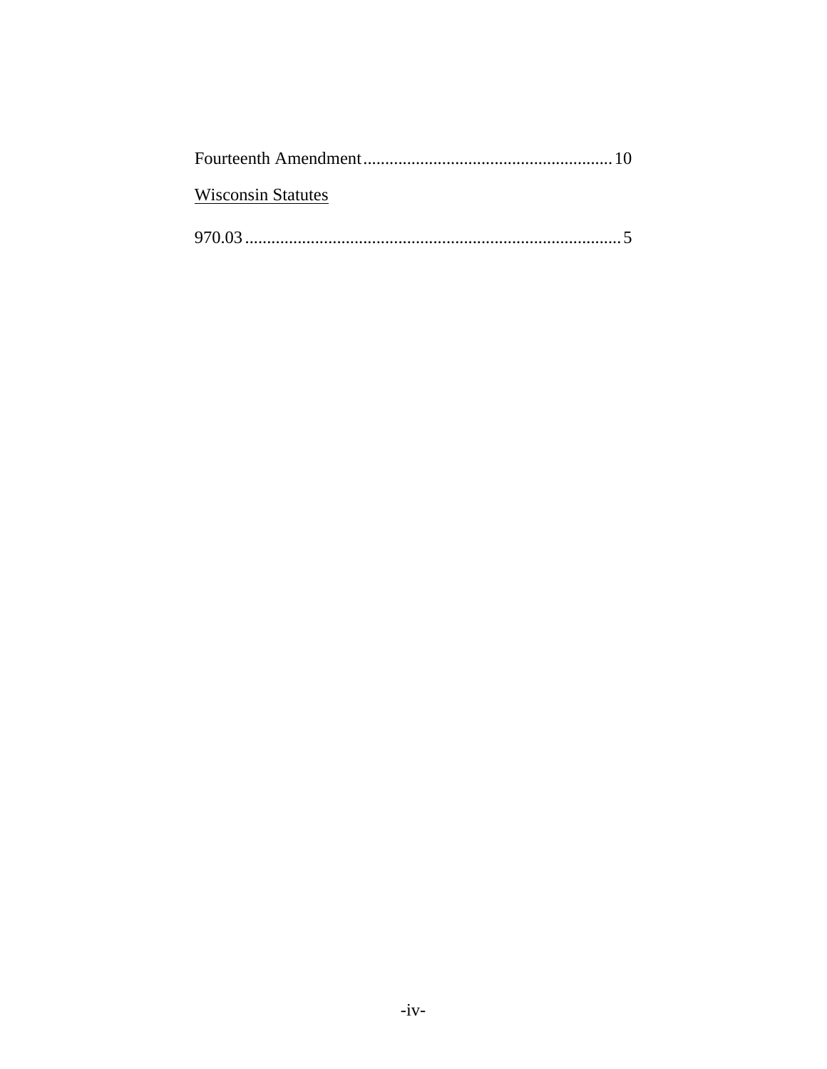Fourteenth Amendment........................................................10

Wisconsin Statutes

970.03.....................................................................................5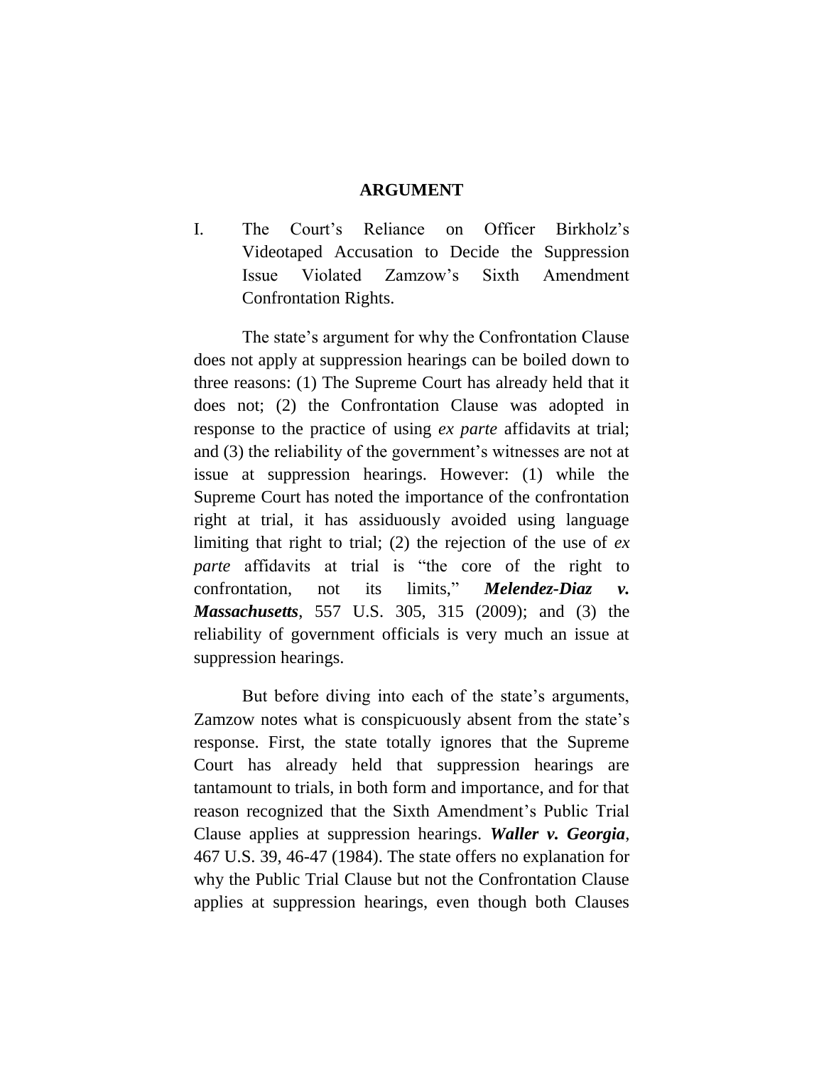## ARGUMENT

I. The Court's Reliance on Officer Birkholz's Videotaped Accusation to Decide the Suppression Issue Violated Zamzow's Sixth Amendment Confrontation Rights.

The state's argument for why the Confrontation Clause does not apply at suppression hearings can be boiled down to three reasons: (1) The Supreme Court has already held that it does not; (2) the Confrontation Clause was adopted in response to the practice of using *ex parte* affidavits at trial; and (3) the reliability of the government's witnesses are not at issue at suppression hearings. However: (1) while the Supreme Court has noted the importance of the confrontation right at trial, it has assiduously avoided using language limiting that right to trial; (2) the rejection of the use of *ex parte* affidavits at trial is "the core of the right to confrontation, not its limits," ***Melendez-Diaz v. Massachusetts***, 557 U.S. 305, 315 (2009); and (3) the reliability of government officials is very much an issue at suppression hearings.

But before diving into each of the state's arguments, Zamzow notes what is conspicuously absent from the state's response. First, the state totally ignores that the Supreme Court has already held that suppression hearings are tantamount to trials, in both form and importance, and for that reason recognized that the Sixth Amendment's Public Trial Clause applies at suppression hearings. ***Waller v. Georgia***, 467 U.S. 39, 46-47 (1984). The state offers no explanation for why the Public Trial Clause but not the Confrontation Clause applies at suppression hearings, even though both Clauses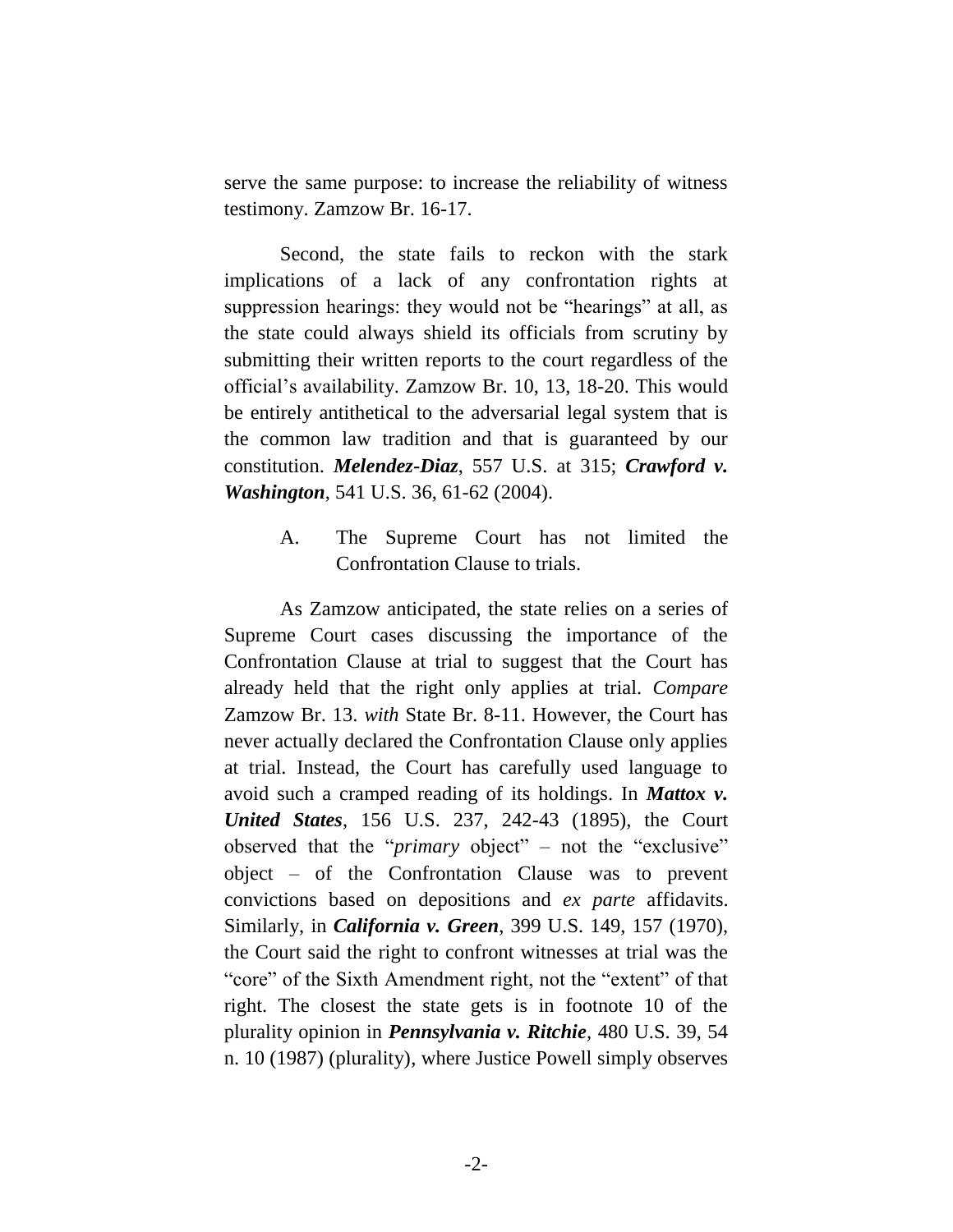serve the same purpose: to increase the reliability of witness testimony. Zamzow Br. 16-17.

Second, the state fails to reckon with the stark implications of a lack of any confrontation rights at suppression hearings: they would not be "hearings" at all, as the state could always shield its officials from scrutiny by submitting their written reports to the court regardless of the official's availability. Zamzow Br. 10, 13, 18-20. This would be entirely antithetical to the adversarial legal system that is the common law tradition and that is guaranteed by our constitution. ***Melendez-Diaz***, 557 U.S. at 315; ***Crawford v. Washington***, 541 U.S. 36, 61-62 (2004).

### A. The Supreme Court has not limited the Confrontation Clause to trials.

As Zamzow anticipated, the state relies on a series of Supreme Court cases discussing the importance of the Confrontation Clause at trial to suggest that the Court has already held that the right only applies at trial. *Compare* Zamzow Br. 13. *with* State Br. 8-11. However, the Court has never actually declared the Confrontation Clause only applies at trial. Instead, the Court has carefully used language to avoid such a cramped reading of its holdings. In ***Mattox v. United States***, 156 U.S. 237, 242-43 (1895), the Court observed that the "*primary* object" – not the "exclusive" object – of the Confrontation Clause was to prevent convictions based on depositions and *ex parte* affidavits. Similarly, in ***California v. Green***, 399 U.S. 149, 157 (1970), the Court said the right to confront witnesses at trial was the "core" of the Sixth Amendment right, not the "extent" of that right. The closest the state gets is in footnote 10 of the plurality opinion in ***Pennsylvania v. Ritchie***, 480 U.S. 39, 54 n. 10 (1987) (plurality), where Justice Powell simply observes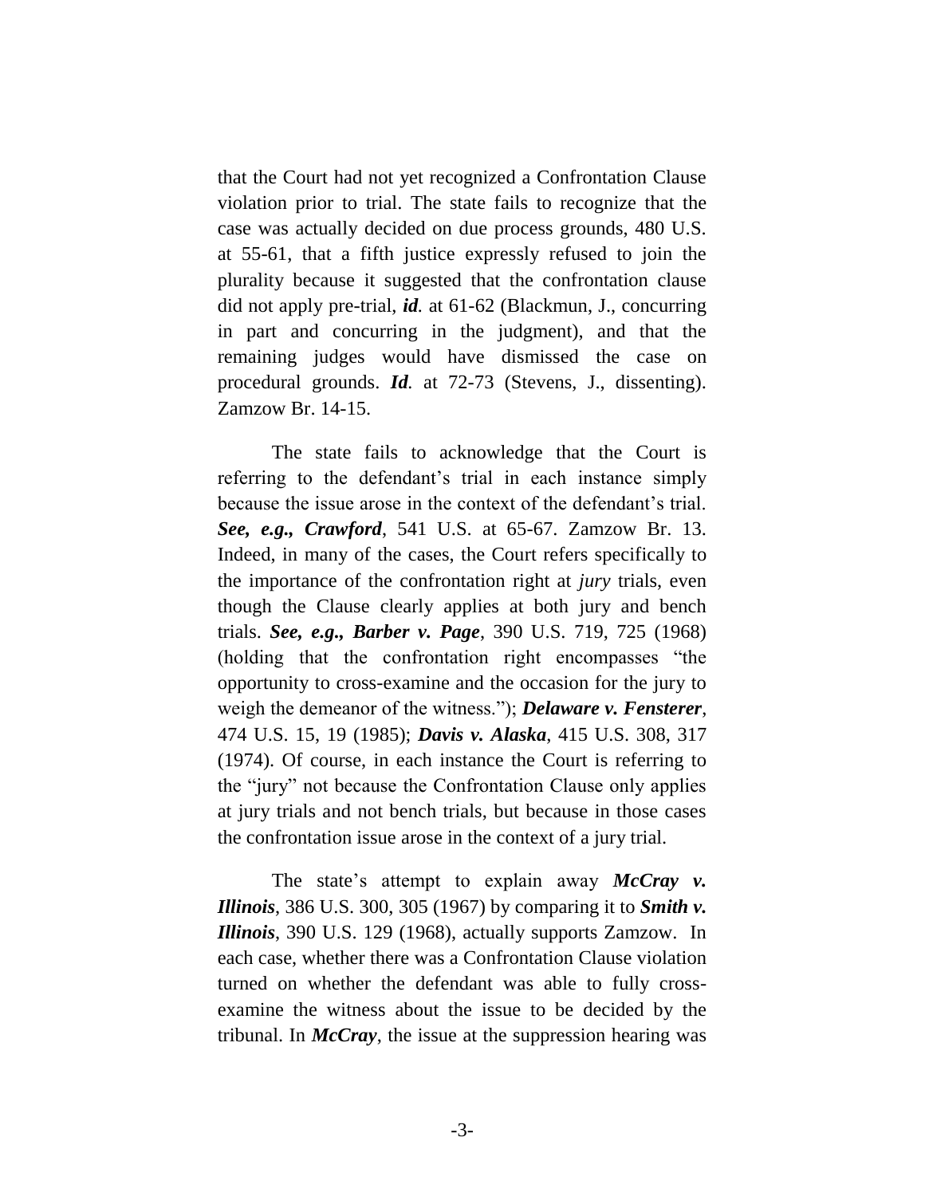that the Court had not yet recognized a Confrontation Clause violation prior to trial. The state fails to recognize that the case was actually decided on due process grounds, 480 U.S. at 55-61, that a fifth justice expressly refused to join the plurality because it suggested that the confrontation clause did not apply pre-trial, ***id.*** at 61-62 (Blackmun, J., concurring in part and concurring in the judgment), and that the remaining judges would have dismissed the case on procedural grounds. ***Id.*** at 72-73 (Stevens, J., dissenting). Zamzow Br. 14-15.

The state fails to acknowledge that the Court is referring to the defendant's trial in each instance simply because the issue arose in the context of the defendant's trial. ***See, e.g., Crawford***, 541 U.S. at 65-67. Zamzow Br. 13. Indeed, in many of the cases, the Court refers specifically to the importance of the confrontation right at *jury* trials, even though the Clause clearly applies at both jury and bench trials. ***See, e.g., Barber v. Page***, 390 U.S. 719, 725 (1968) (holding that the confrontation right encompasses "the opportunity to cross-examine and the occasion for the jury to weigh the demeanor of the witness."); ***Delaware v. Fensterer***, 474 U.S. 15, 19 (1985); ***Davis v. Alaska***, 415 U.S. 308, 317 (1974). Of course, in each instance the Court is referring to the "jury" not because the Confrontation Clause only applies at jury trials and not bench trials, but because in those cases the confrontation issue arose in the context of a jury trial.

The state's attempt to explain away ***McCray v. Illinois***, 386 U.S. 300, 305 (1967) by comparing it to ***Smith v. Illinois***, 390 U.S. 129 (1968), actually supports Zamzow. In each case, whether there was a Confrontation Clause violation turned on whether the defendant was able to fully cross-examine the witness about the issue to be decided by the tribunal. In ***McCray***, the issue at the suppression hearing was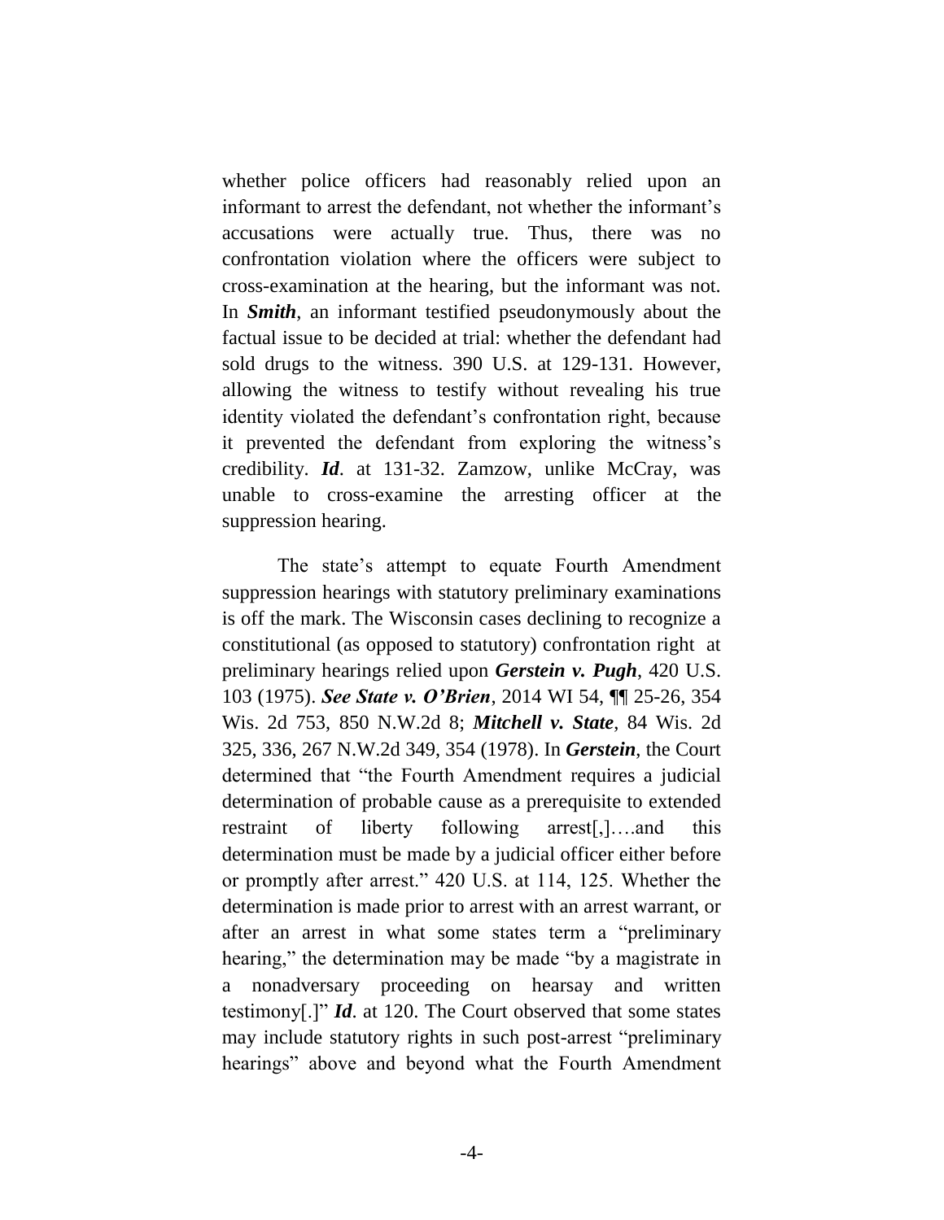whether police officers had reasonably relied upon an informant to arrest the defendant, not whether the informant's accusations were actually true. Thus, there was no confrontation violation where the officers were subject to cross-examination at the hearing, but the informant was not. In ***Smith***, an informant testified pseudonymously about the factual issue to be decided at trial: whether the defendant had sold drugs to the witness. 390 U.S. at 129-131. However, allowing the witness to testify without revealing his true identity violated the defendant's confrontation right, because it prevented the defendant from exploring the witness's credibility. ***Id***. at 131-32. Zamzow, unlike McCray, was unable to cross-examine the arresting officer at the suppression hearing.

The state's attempt to equate Fourth Amendment suppression hearings with statutory preliminary examinations is off the mark. The Wisconsin cases declining to recognize a constitutional (as opposed to statutory) confrontation right at preliminary hearings relied upon ***Gerstein v. Pugh***, 420 U.S. 103 (1975). ***See State v. O'Brien***, 2014 WI 54, ¶¶ 25-26, 354 Wis. 2d 753, 850 N.W.2d 8; ***Mitchell v. State***, 84 Wis. 2d 325, 336, 267 N.W.2d 349, 354 (1978). In ***Gerstein***, the Court determined that "the Fourth Amendment requires a judicial determination of probable cause as a prerequisite to extended restraint of liberty following arrest[,]….and this determination must be made by a judicial officer either before or promptly after arrest." 420 U.S. at 114, 125. Whether the determination is made prior to arrest with an arrest warrant, or after an arrest in what some states term a "preliminary hearing," the determination may be made "by a magistrate in a nonadversary proceeding on hearsay and written testimony[.]" ***Id***. at 120. The Court observed that some states may include statutory rights in such post-arrest "preliminary hearings" above and beyond what the Fourth Amendment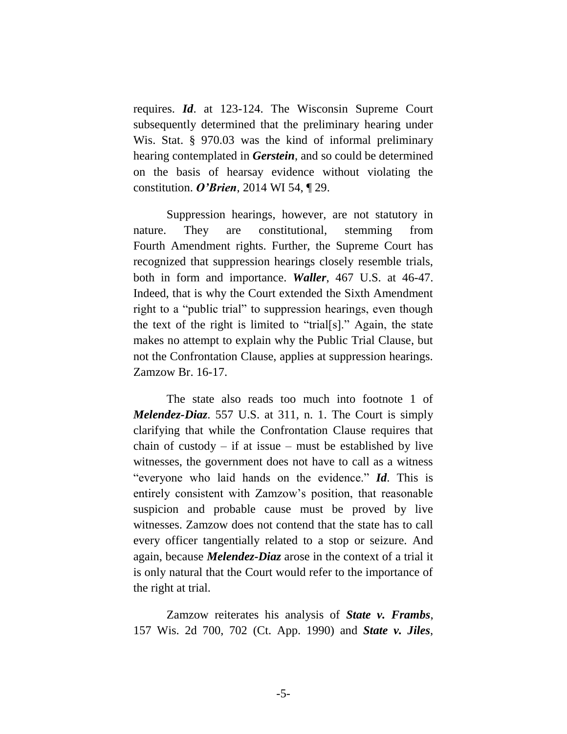requires. ***Id***. at 123-124. The Wisconsin Supreme Court subsequently determined that the preliminary hearing under Wis. Stat. § 970.03 was the kind of informal preliminary hearing contemplated in ***Gerstein***, and so could be determined on the basis of hearsay evidence without violating the constitution. ***O'Brien***, 2014 WI 54, ¶ 29.

Suppression hearings, however, are not statutory in nature. They are constitutional, stemming from Fourth Amendment rights. Further, the Supreme Court has recognized that suppression hearings closely resemble trials, both in form and importance. ***Waller***, 467 U.S. at 46-47. Indeed, that is why the Court extended the Sixth Amendment right to a "public trial" to suppression hearings, even though the text of the right is limited to "trial[s]." Again, the state makes no attempt to explain why the Public Trial Clause, but not the Confrontation Clause, applies at suppression hearings. Zamzow Br. 16-17.

The state also reads too much into footnote 1 of ***Melendez-Diaz***. 557 U.S. at 311, n. 1. The Court is simply clarifying that while the Confrontation Clause requires that chain of custody – if at issue – must be established by live witnesses, the government does not have to call as a witness "everyone who laid hands on the evidence." ***Id***. This is entirely consistent with Zamzow's position, that reasonable suspicion and probable cause must be proved by live witnesses. Zamzow does not contend that the state has to call every officer tangentially related to a stop or seizure. And again, because ***Melendez-Diaz*** arose in the context of a trial it is only natural that the Court would refer to the importance of the right at trial.

Zamzow reiterates his analysis of ***State v. Frambs***, 157 Wis. 2d 700, 702 (Ct. App. 1990) and ***State v. Jiles***,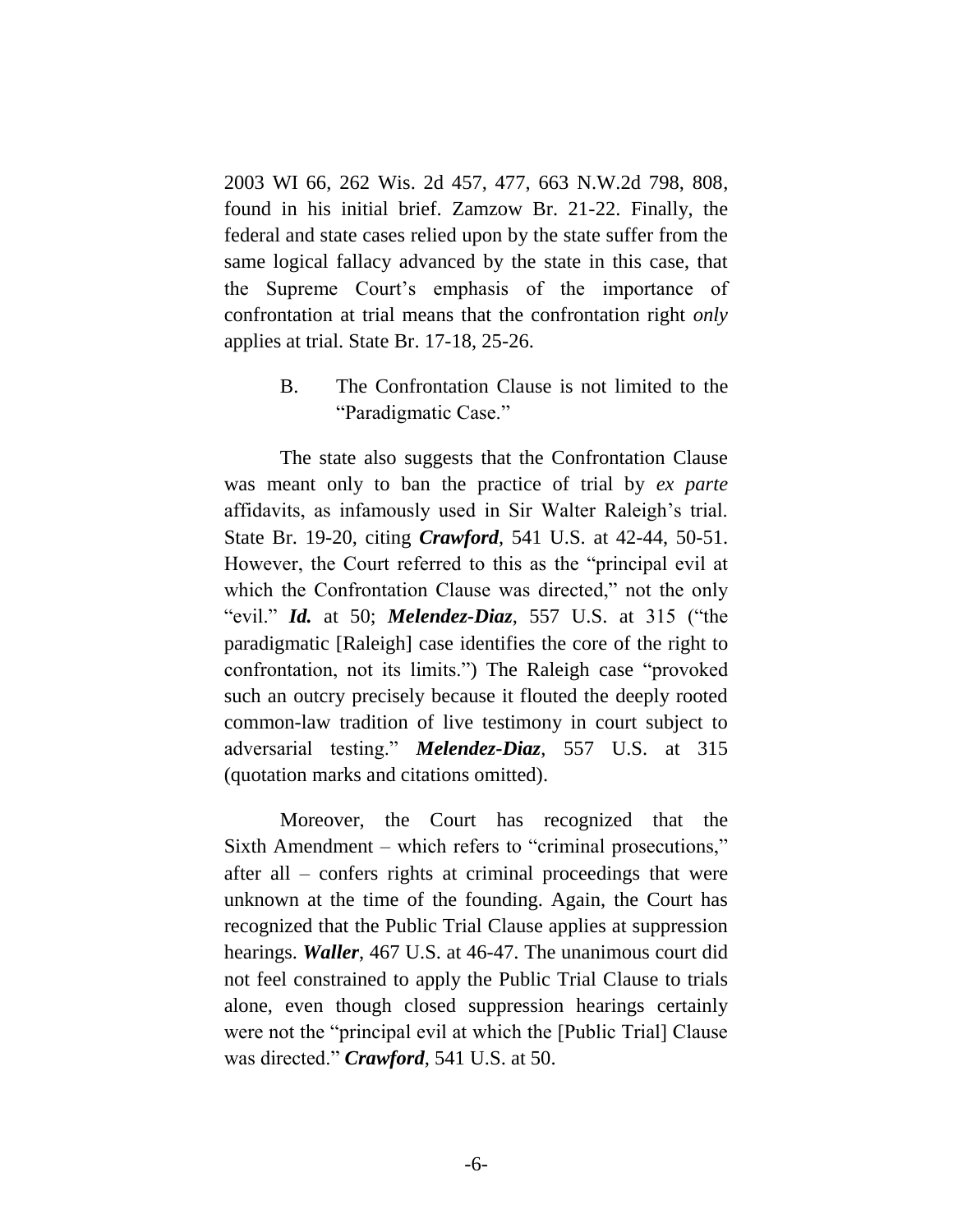2003 WI 66, 262 Wis. 2d 457, 477, 663 N.W.2d 798, 808, found in his initial brief. Zamzow Br. 21-22. Finally, the federal and state cases relied upon by the state suffer from the same logical fallacy advanced by the state in this case, that the Supreme Court's emphasis of the importance of confrontation at trial means that the confrontation right *only* applies at trial. State Br. 17-18, 25-26.

### B. The Confrontation Clause is not limited to the "Paradigmatic Case."

The state also suggests that the Confrontation Clause was meant only to ban the practice of trial by *ex parte* affidavits, as infamously used in Sir Walter Raleigh's trial. State Br. 19-20, citing ***Crawford***, 541 U.S. at 42-44, 50-51. However, the Court referred to this as the "principal evil at which the Confrontation Clause was directed," not the only "evil." ***Id.*** at 50; ***Melendez-Diaz***, 557 U.S. at 315 ("the paradigmatic [Raleigh] case identifies the core of the right to confrontation, not its limits.") The Raleigh case "provoked such an outcry precisely because it flouted the deeply rooted common-law tradition of live testimony in court subject to adversarial testing." ***Melendez-Diaz***, 557 U.S. at 315 (quotation marks and citations omitted).

Moreover, the Court has recognized that the Sixth Amendment – which refers to "criminal prosecutions," after all – confers rights at criminal proceedings that were unknown at the time of the founding. Again, the Court has recognized that the Public Trial Clause applies at suppression hearings. ***Waller***, 467 U.S. at 46-47. The unanimous court did not feel constrained to apply the Public Trial Clause to trials alone, even though closed suppression hearings certainly were not the "principal evil at which the [Public Trial] Clause was directed." ***Crawford***, 541 U.S. at 50.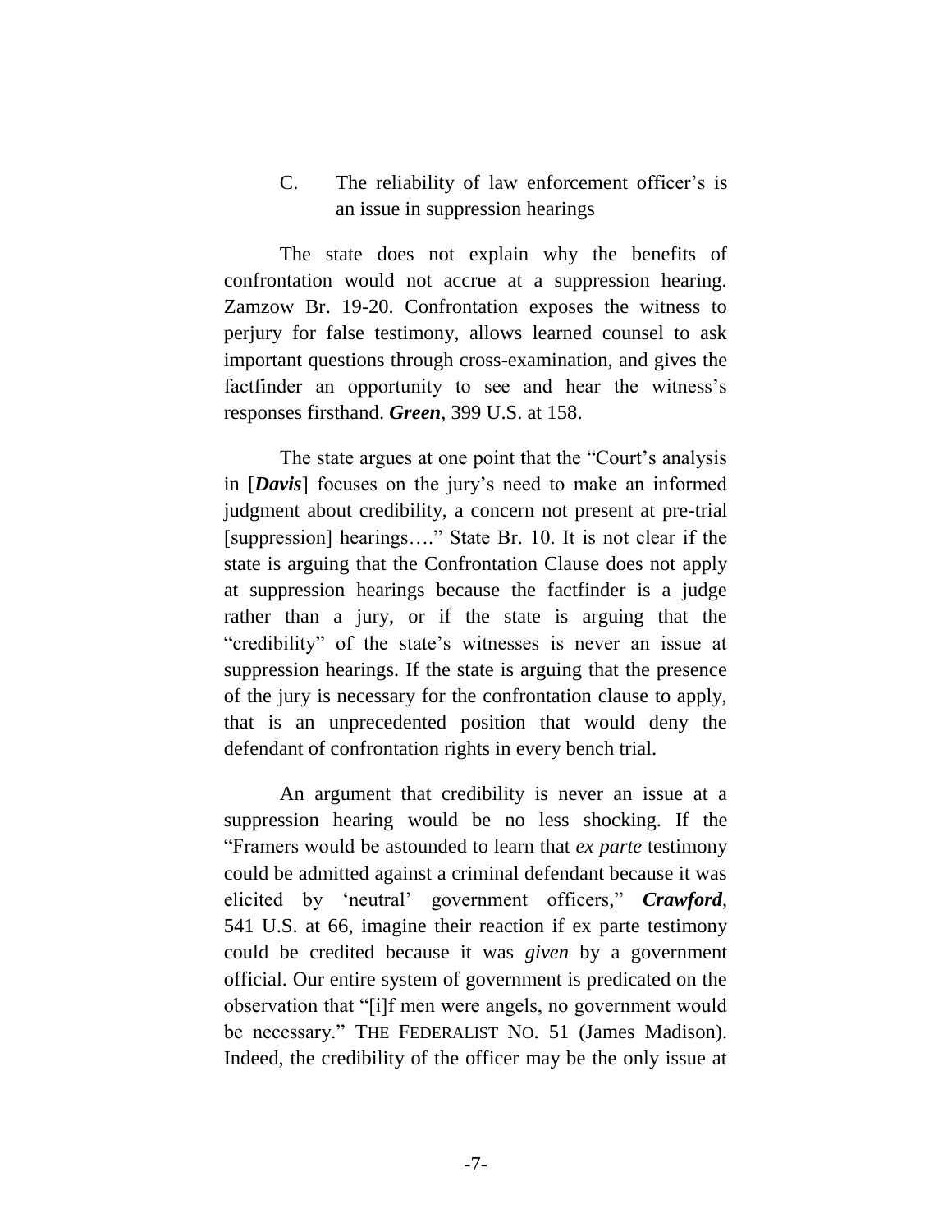### C. The reliability of law enforcement officer's is an issue in suppression hearings

The state does not explain why the benefits of confrontation would not accrue at a suppression hearing. Zamzow Br. 19-20. Confrontation exposes the witness to perjury for false testimony, allows learned counsel to ask important questions through cross-examination, and gives the factfinder an opportunity to see and hear the witness's responses firsthand. ***Green***, 399 U.S. at 158.

The state argues at one point that the "Court's analysis in [***Davis***] focuses on the jury's need to make an informed judgment about credibility, a concern not present at pre-trial [suppression] hearings…." State Br. 10. It is not clear if the state is arguing that the Confrontation Clause does not apply at suppression hearings because the factfinder is a judge rather than a jury, or if the state is arguing that the "credibility" of the state's witnesses is never an issue at suppression hearings. If the state is arguing that the presence of the jury is necessary for the confrontation clause to apply, that is an unprecedented position that would deny the defendant of confrontation rights in every bench trial.

An argument that credibility is never an issue at a suppression hearing would be no less shocking. If the "Framers would be astounded to learn that *ex parte* testimony could be admitted against a criminal defendant because it was elicited by 'neutral' government officers," ***Crawford***, 541 U.S. at 66, imagine their reaction if ex parte testimony could be credited because it was *given* by a government official. Our entire system of government is predicated on the observation that "[i]f men were angels, no government would be necessary." THE FEDERALIST NO. 51 (James Madison). Indeed, the credibility of the officer may be the only issue at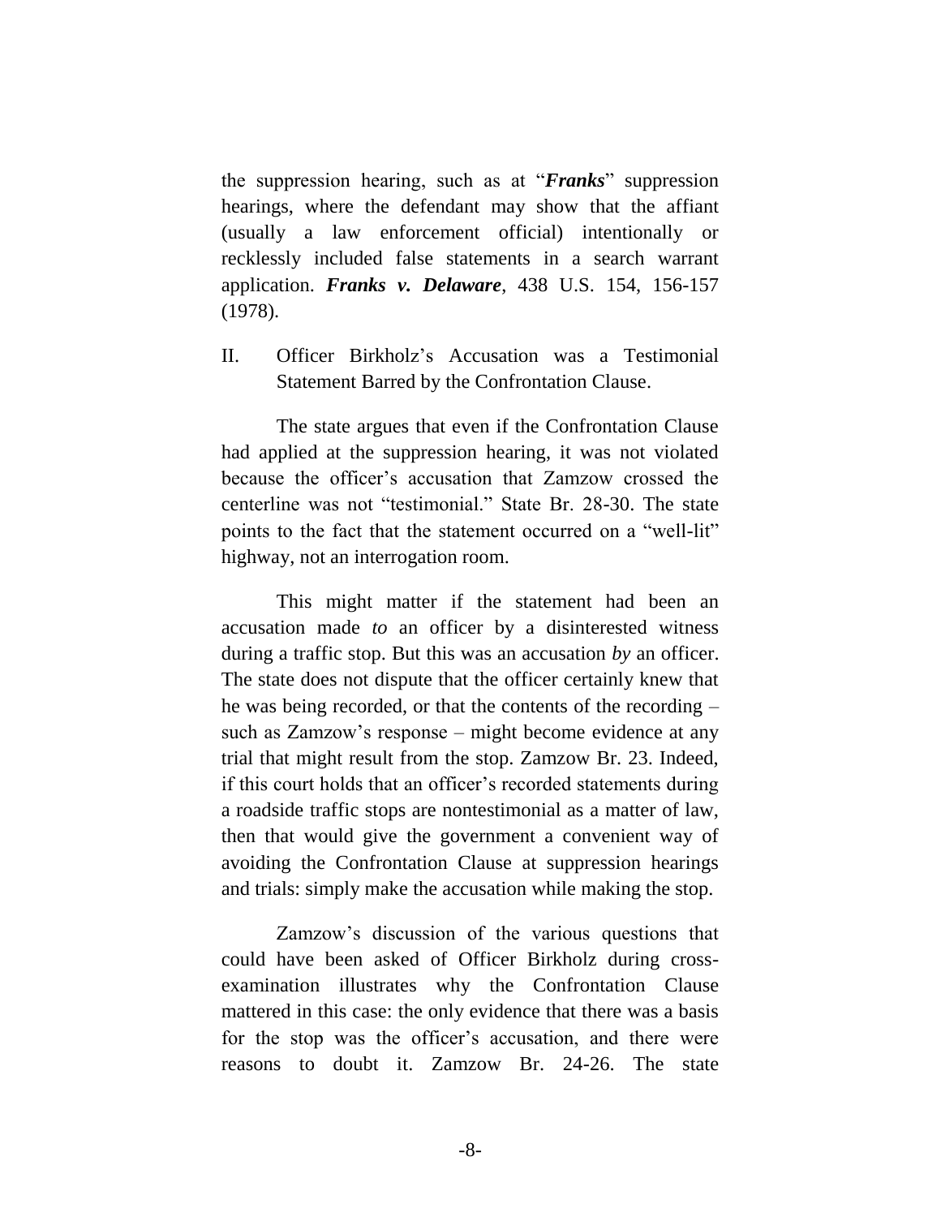the suppression hearing, such as at "***Franks***" suppression hearings, where the defendant may show that the affiant (usually a law enforcement official) intentionally or recklessly included false statements in a search warrant application. ***Franks v. Delaware***, 438 U.S. 154, 156-157 (1978).

## II. Officer Birkholz's Accusation was a Testimonial Statement Barred by the Confrontation Clause.

The state argues that even if the Confrontation Clause had applied at the suppression hearing, it was not violated because the officer's accusation that Zamzow crossed the centerline was not "testimonial." State Br. 28-30. The state points to the fact that the statement occurred on a "well-lit" highway, not an interrogation room.

This might matter if the statement had been an accusation made *to* an officer by a disinterested witness during a traffic stop. But this was an accusation *by* an officer. The state does not dispute that the officer certainly knew that he was being recorded, or that the contents of the recording – such as Zamzow's response – might become evidence at any trial that might result from the stop. Zamzow Br. 23. Indeed, if this court holds that an officer's recorded statements during a roadside traffic stops are nontestimonial as a matter of law, then that would give the government a convenient way of avoiding the Confrontation Clause at suppression hearings and trials: simply make the accusation while making the stop.

Zamzow's discussion of the various questions that could have been asked of Officer Birkholz during cross-examination illustrates why the Confrontation Clause mattered in this case: the only evidence that there was a basis for the stop was the officer's accusation, and there were reasons to doubt it. Zamzow Br. 24-26. The state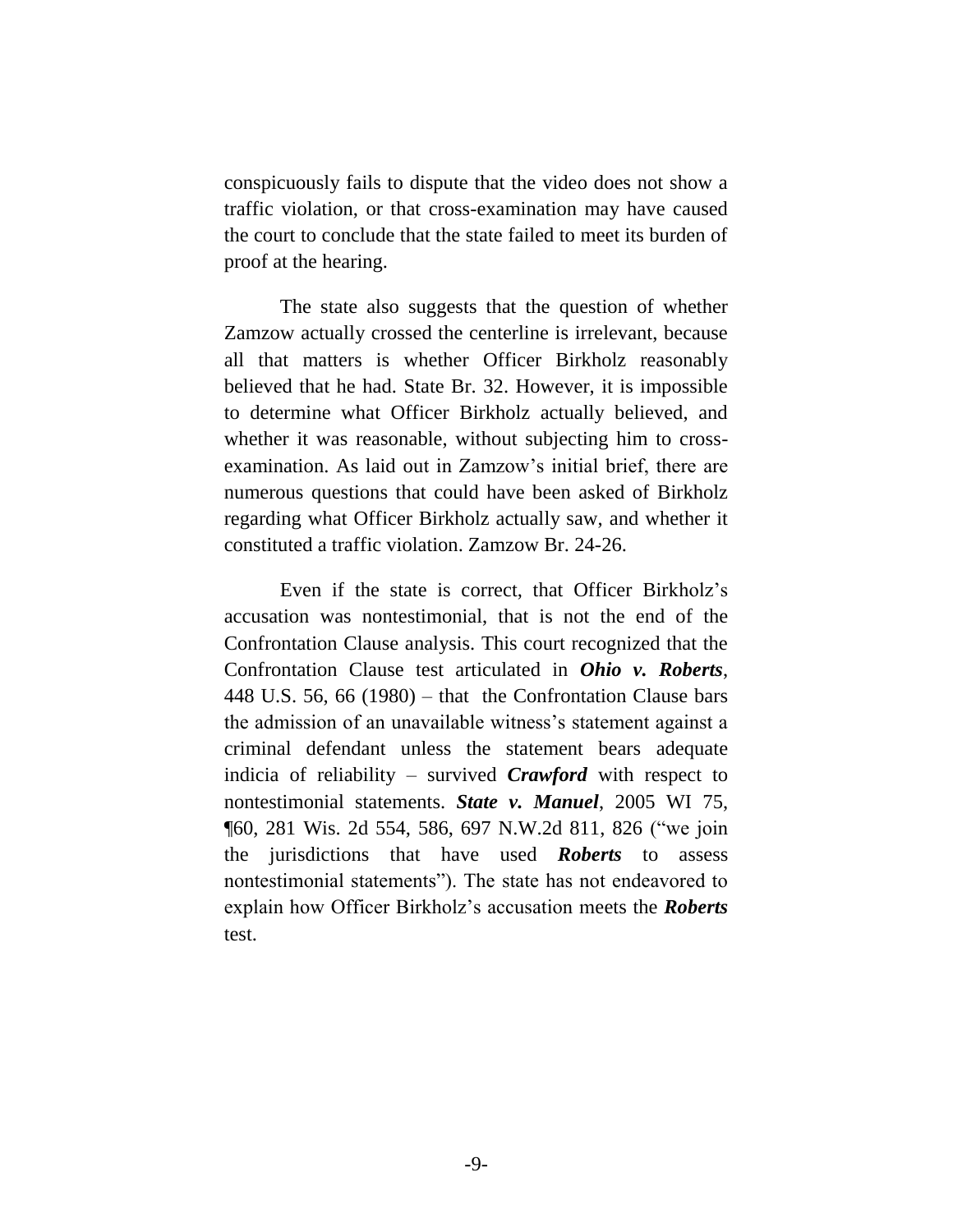conspicuously fails to dispute that the video does not show a traffic violation, or that cross-examination may have caused the court to conclude that the state failed to meet its burden of proof at the hearing.

The state also suggests that the question of whether Zamzow actually crossed the centerline is irrelevant, because all that matters is whether Officer Birkholz reasonably believed that he had. State Br. 32. However, it is impossible to determine what Officer Birkholz actually believed, and whether it was reasonable, without subjecting him to cross-examination. As laid out in Zamzow's initial brief, there are numerous questions that could have been asked of Birkholz regarding what Officer Birkholz actually saw, and whether it constituted a traffic violation. Zamzow Br. 24-26.

Even if the state is correct, that Officer Birkholz's accusation was nontestimonial, that is not the end of the Confrontation Clause analysis. This court recognized that the Confrontation Clause test articulated in ***Ohio v. Roberts***, 448 U.S. 56, 66 (1980) – that the Confrontation Clause bars the admission of an unavailable witness's statement against a criminal defendant unless the statement bears adequate indicia of reliability – survived ***Crawford*** with respect to nontestimonial statements. ***State v. Manuel***, 2005 WI 75, ¶60, 281 Wis. 2d 554, 586, 697 N.W.2d 811, 826 ("we join the jurisdictions that have used ***Roberts*** to assess nontestimonial statements"). The state has not endeavored to explain how Officer Birkholz's accusation meets the ***Roberts*** test.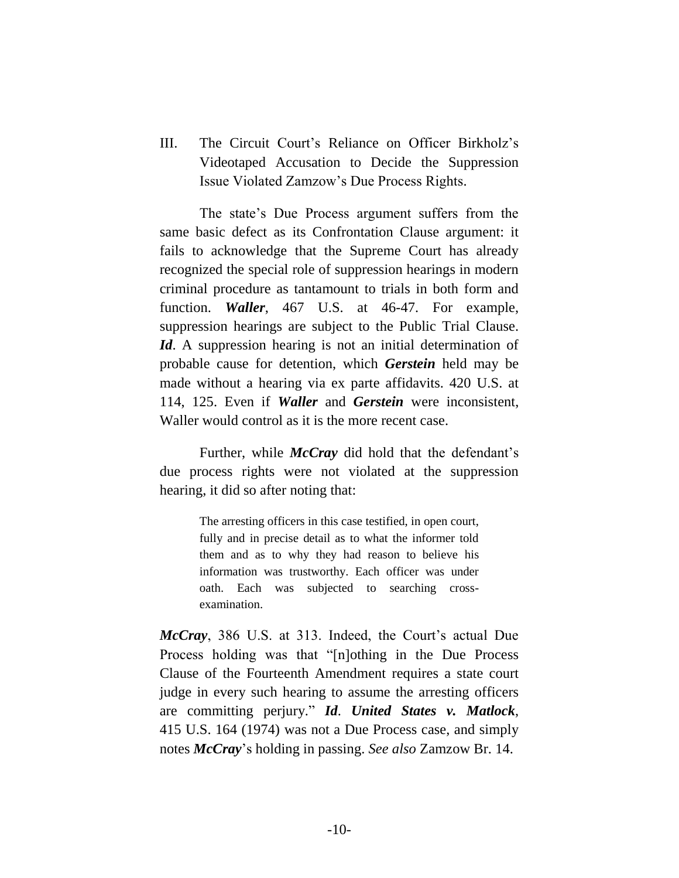## III. The Circuit Court's Reliance on Officer Birkholz's Videotaped Accusation to Decide the Suppression Issue Violated Zamzow's Due Process Rights.

The state's Due Process argument suffers from the same basic defect as its Confrontation Clause argument: it fails to acknowledge that the Supreme Court has already recognized the special role of suppression hearings in modern criminal procedure as tantamount to trials in both form and function. ***Waller***, 467 U.S. at 46-47. For example, suppression hearings are subject to the Public Trial Clause. ***Id***. A suppression hearing is not an initial determination of probable cause for detention, which ***Gerstein*** held may be made without a hearing via ex parte affidavits. 420 U.S. at 114, 125. Even if ***Waller*** and ***Gerstein*** were inconsistent, Waller would control as it is the more recent case.

Further, while ***McCray*** did hold that the defendant's due process rights were not violated at the suppression hearing, it did so after noting that:

> The arresting officers in this case testified, in open court, fully and in precise detail as to what the informer told them and as to why they had reason to believe his information was trustworthy. Each officer was under oath. Each was subjected to searching cross-examination.

***McCray***, 386 U.S. at 313. Indeed, the Court's actual Due Process holding was that "[n]othing in the Due Process Clause of the Fourteenth Amendment requires a state court judge in every such hearing to assume the arresting officers are committing perjury." ***Id***. ***United States v. Matlock***, 415 U.S. 164 (1974) was not a Due Process case, and simply notes ***McCray***'s holding in passing. *See also* Zamzow Br. 14.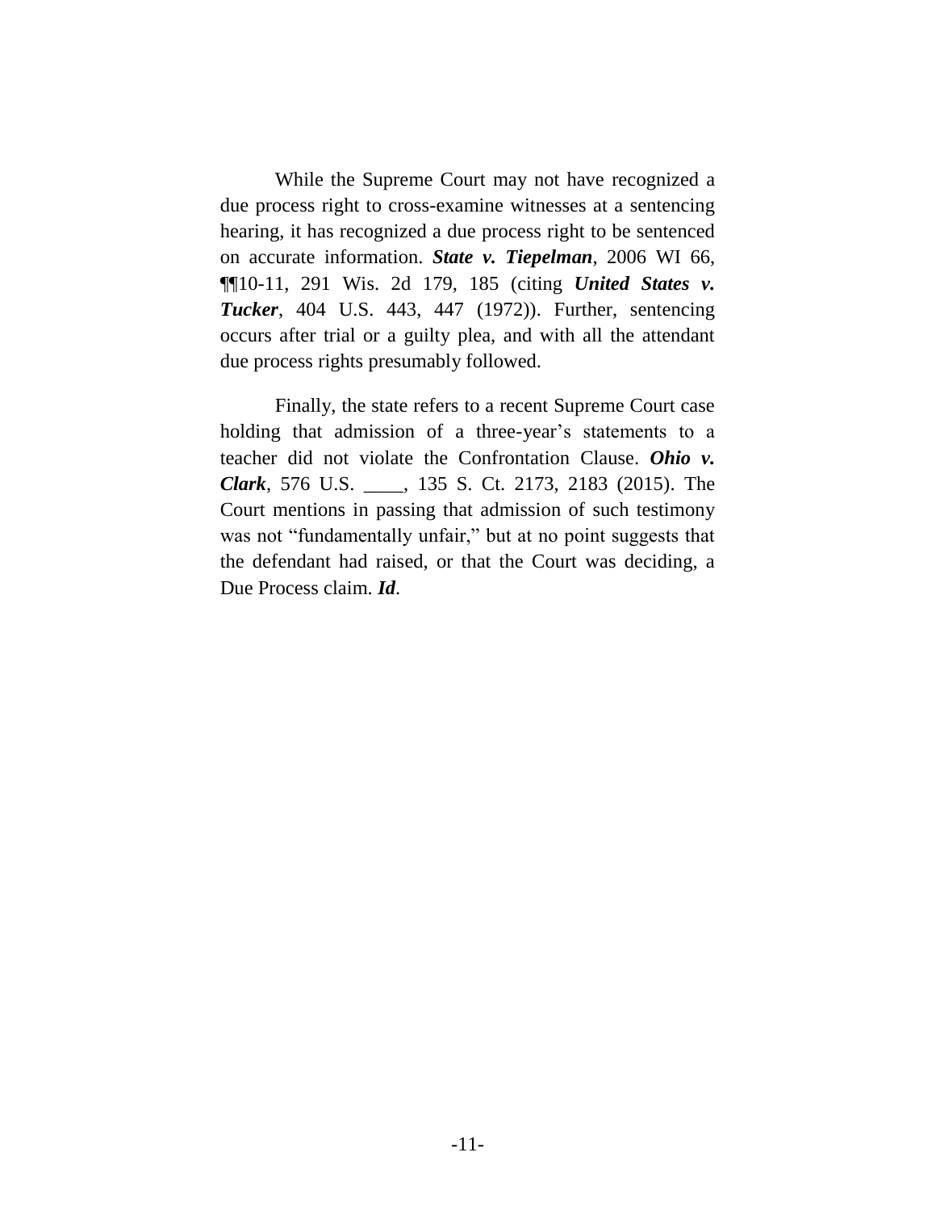While the Supreme Court may not have recognized a due process right to cross-examine witnesses at a sentencing hearing, it has recognized a due process right to be sentenced on accurate information. ***State v. Tiepelman***, 2006 WI 66, ¶¶10-11, 291 Wis. 2d 179, 185 (citing ***United States v. Tucker***, 404 U.S. 443, 447 (1972)). Further, sentencing occurs after trial or a guilty plea, and with all the attendant due process rights presumably followed.

Finally, the state refers to a recent Supreme Court case holding that admission of a three-year's statements to a teacher did not violate the Confrontation Clause. ***Ohio v. Clark***, 576 U.S. ____, 135 S. Ct. 2173, 2183 (2015). The Court mentions in passing that admission of such testimony was not "fundamentally unfair," but at no point suggests that the defendant had raised, or that the Court was deciding, a Due Process claim. ***Id***.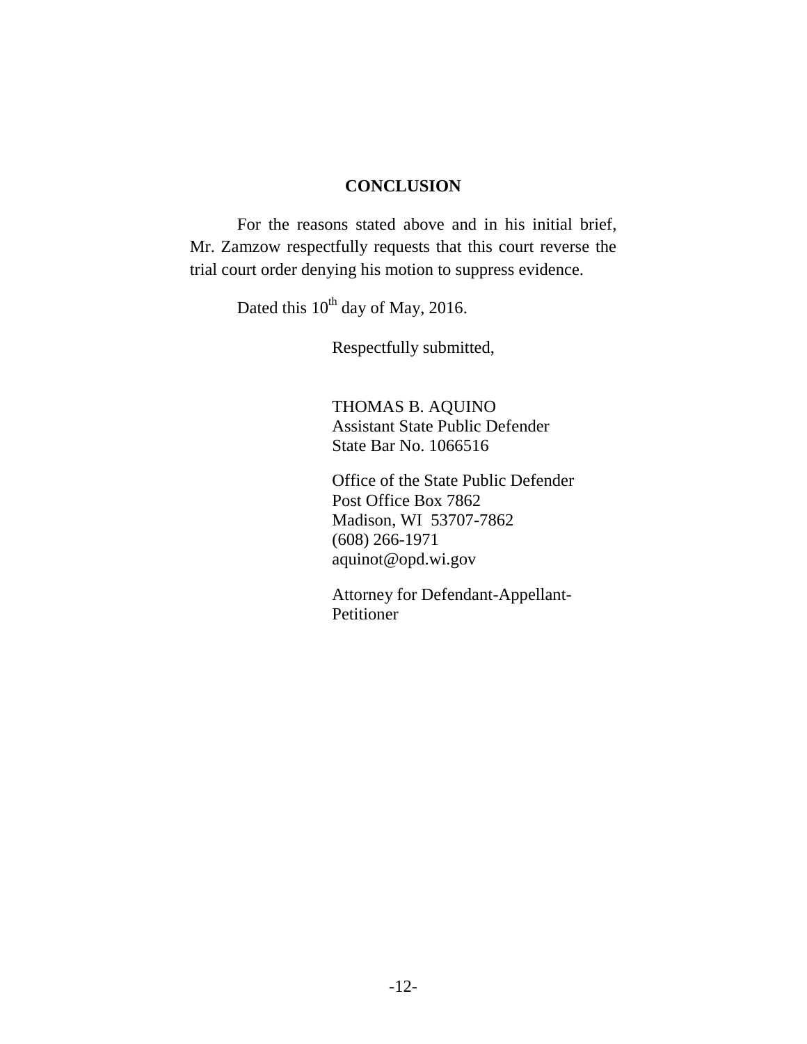## CONCLUSION

For the reasons stated above and in his initial brief, Mr. Zamzow respectfully requests that this court reverse the trial court order denying his motion to suppress evidence.

Dated this 10th day of May, 2016.

Respectfully submitted,

THOMAS B. AQUINO  
Assistant State Public Defender  
State Bar No. 1066516

Office of the State Public Defender  
Post Office Box 7862  
Madison, WI 53707-7862  
(608) 266-1971  
aquinot@opd.wi.gov

Attorney for Defendant-Appellant-Petitioner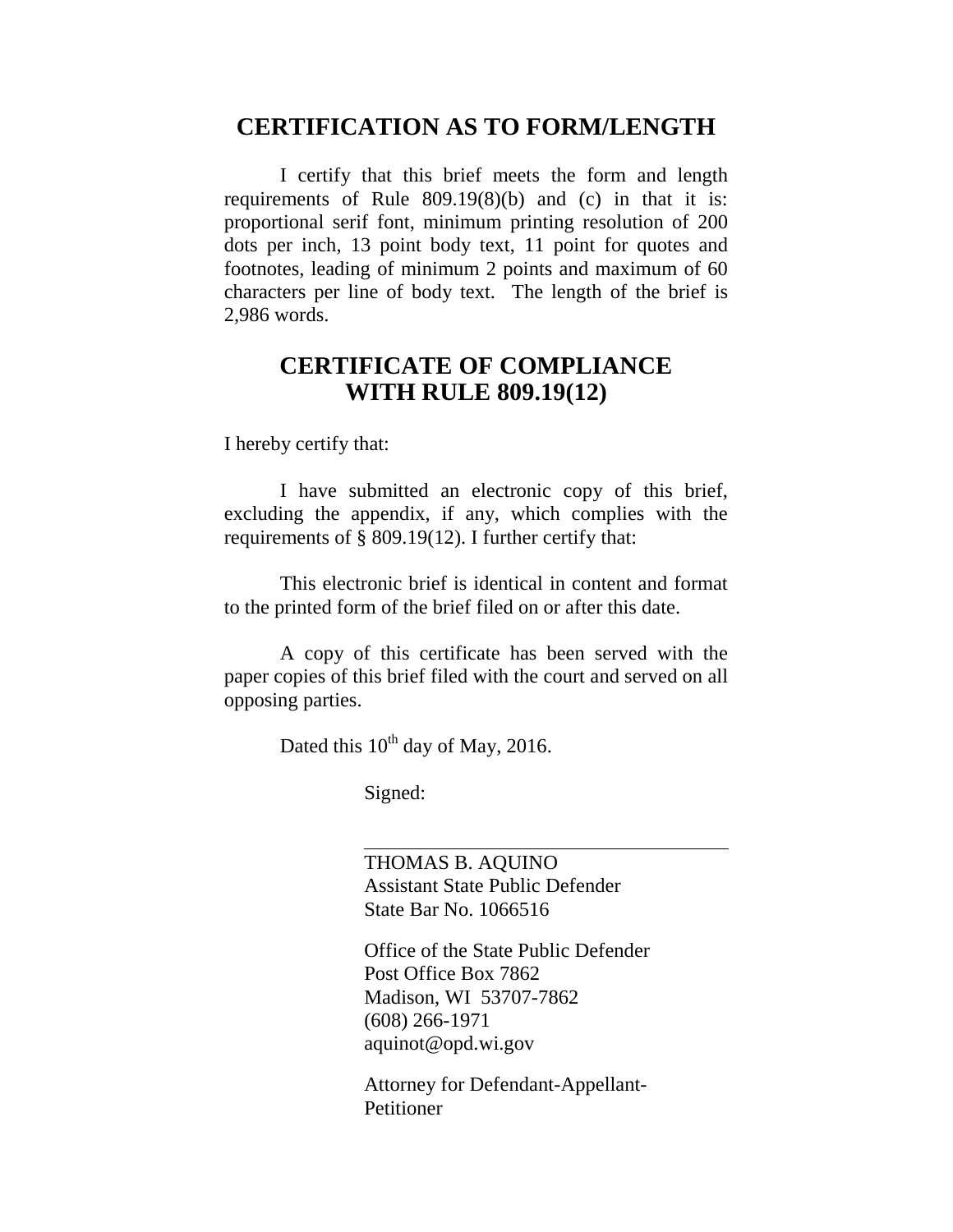## CERTIFICATION AS TO FORM/LENGTH

I certify that this brief meets the form and length requirements of Rule 809.19(8)(b) and (c) in that it is: proportional serif font, minimum printing resolution of 200 dots per inch, 13 point body text, 11 point for quotes and footnotes, leading of minimum 2 points and maximum of 60 characters per line of body text. The length of the brief is 2,986 words.

## CERTIFICATE OF COMPLIANCE WITH RULE 809.19(12)

I hereby certify that:

I have submitted an electronic copy of this brief, excluding the appendix, if any, which complies with the requirements of § 809.19(12). I further certify that:

This electronic brief is identical in content and format to the printed form of the brief filed on or after this date.

A copy of this certificate has been served with the paper copies of this brief filed with the court and served on all opposing parties.

Dated this 10th day of May, 2016.

Signed:

\_\_\_\_\_\_\_\_\_\_\_\_\_\_\_\_\_\_\_\_\_\_\_\_\_\_\_\_\_\_\_\_\_\_\_\_

THOMAS B. AQUINO
Assistant State Public Defender
State Bar No. 1066516

Office of the State Public Defender
Post Office Box 7862
Madison, WI 53707-7862
(608) 266-1971
aquinot@opd.wi.gov

Attorney for Defendant-Appellant-Petitioner